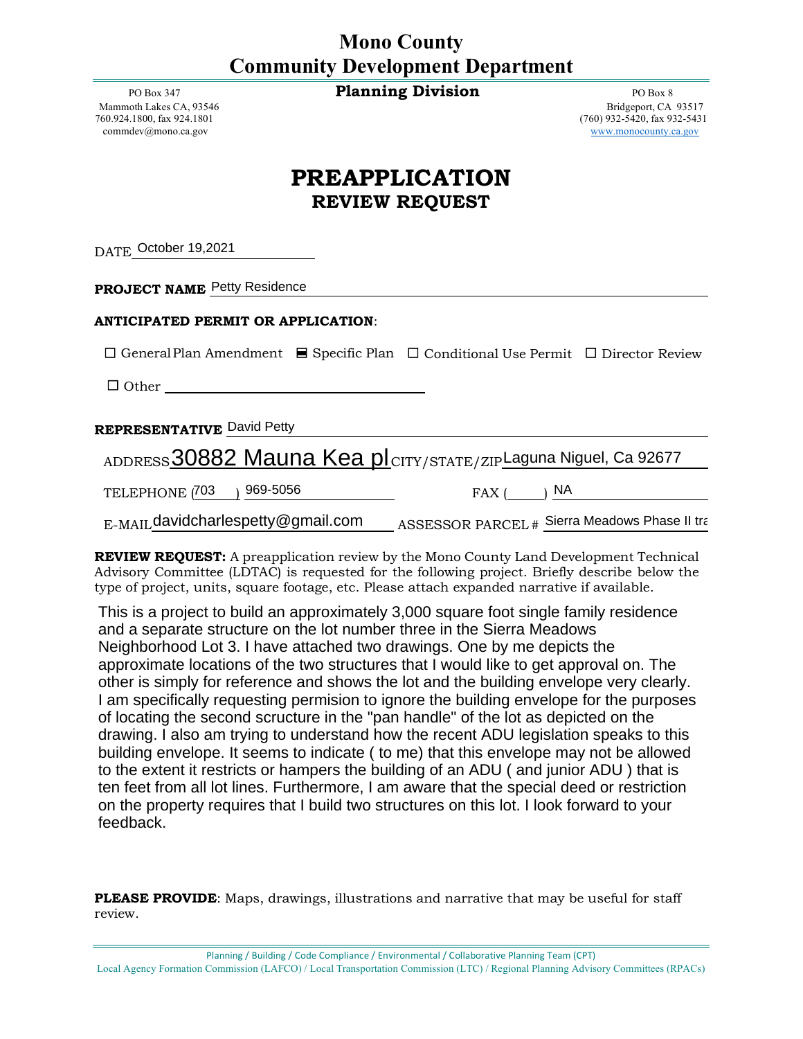# Mono County
# Community Development Department

## Planning Division

PO Box 347
Mammoth Lakes CA, 93546
760.924.1800, fax 924.1801
commdev@mono.ca.gov

PO Box 8
Bridgeport, CA 93517
(760) 932-5420, fax 932-5431
www.monocounty.ca.gov

# PREAPPLICATION
## REVIEW REQUEST

DATE October 19,2021

**PROJECT NAME** Petty Residence

**ANTICIPATED PERMIT OR APPLICATION**:

☐ General Plan Amendment ■ Specific Plan ☐ Conditional Use Permit ☐ Director Review

☐ Other ____________

**REPRESENTATIVE** David Petty

ADDRESS 30882 Mauna Kea pl CITY/STATE/ZIP Laguna Niguel, Ca 92677

TELEPHONE (703 ) 969-5056 FAX ( ) NA

E-MAIL davidcharlespetty@gmail.com ASSESSOR PARCEL # Sierra Meadows Phase II tra

**REVIEW REQUEST:** A preapplication review by the Mono County Land Development Technical Advisory Committee (LDTAC) is requested for the following project. Briefly describe below the type of project, units, square footage, etc. Please attach expanded narrative if available.

This is a project to build an approximately 3,000 square foot single family residence and a separate structure on the lot number three in the Sierra Meadows Neighborhood Lot 3. I have attached two drawings. One by me depicts the approximate locations of the two structures that I would like to get approval on. The other is simply for reference and shows the lot and the building envelope very clearly. I am specifically requesting permision to ignore the building envelope for the purposes of locating the second scructure in the "pan handle" of the lot as depicted on the drawing. I also am trying to understand how the recent ADU legislation speaks to this building envelope. It seems to indicate ( to me) that this envelope may not be allowed to the extent it restricts or hampers the building of an ADU ( and junior ADU ) that is ten feet from all lot lines. Furthermore, I am aware that the special deed or restriction on the property requires that I build two structures on this lot. I look forward to your feedback.

**PLEASE PROVIDE**: Maps, drawings, illustrations and narrative that may be useful for staff review.

Planning / Building / Code Compliance / Environmental / Collaborative Planning Team (CPT)
Local Agency Formation Commission (LAFCO) / Local Transportation Commission (LTC) / Regional Planning Advisory Committees (RPACs)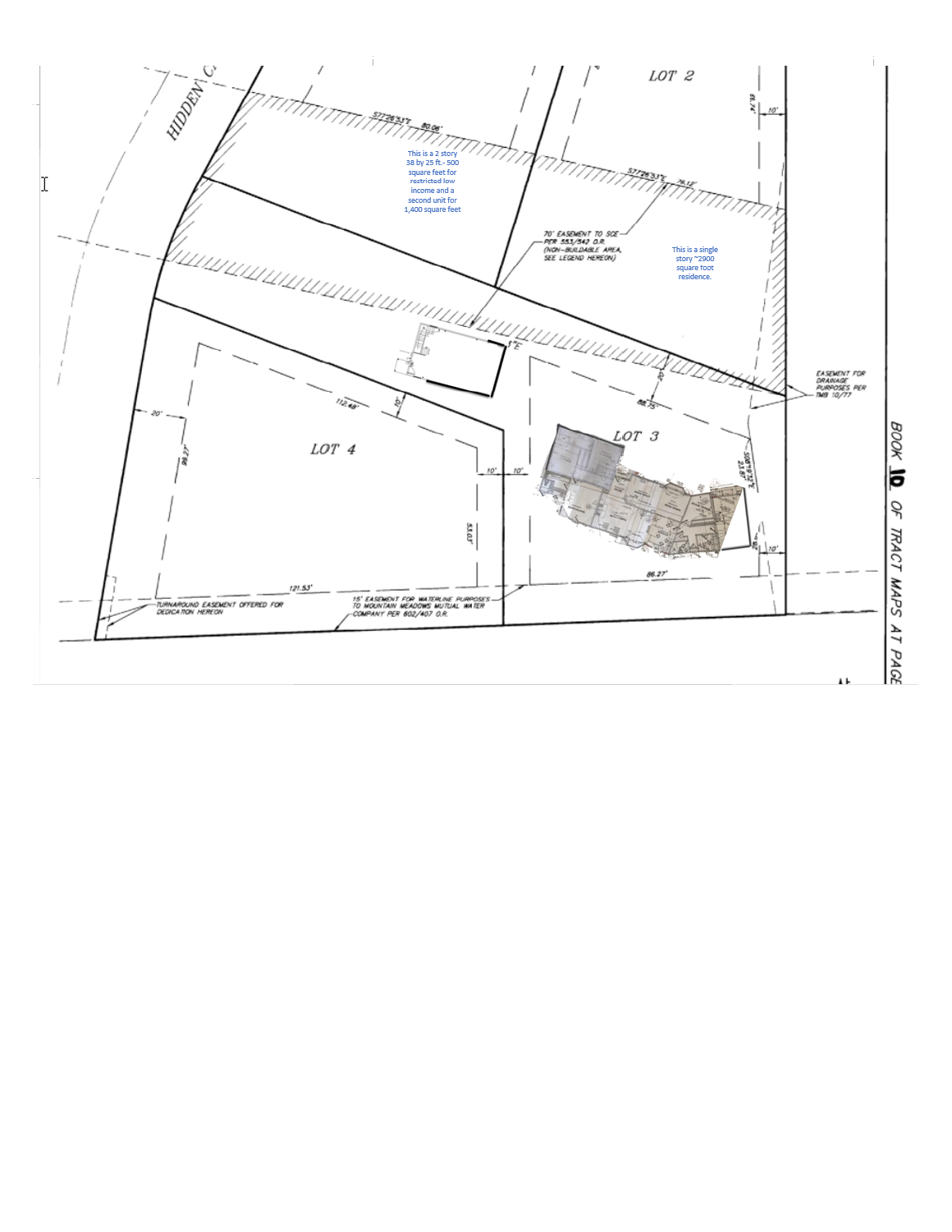HIDDEN C

LOT 2

S77°26'53"E 80.06'

S77°26'53"E 76.12'

10'

This is a 2 story 38 by 25 ft.- 500 square feet for restricted low income and a second unit for 1,400 square feet

70' EASEMENT TO SCE PER 553/542 O.R. (NON-BUILDABLE AREA, SEE LEGEND HEREON)

This is a single story ~2900 square foot residence.

EASEMENT FOR DRAINAGE PURPOSES PER TMB 10/77

20'

88.75'

112.48'

10'

20'

LOT 4

98.27'

10'

10'

53.03'

LOT 3

N08°44'38"E 23.87'

10'

86.27'

121.53'

TURNAROUND EASEMENT OFFERED FOR DEDICATION HEREON

15' EASEMENT FOR WATERLINE PURPOSES TO MOUNTAIN MEADOWS MUTUAL WATER COMPANY PER 602/407 O.R.

BOOK 10 OF TRACT MAPS AT PAGE